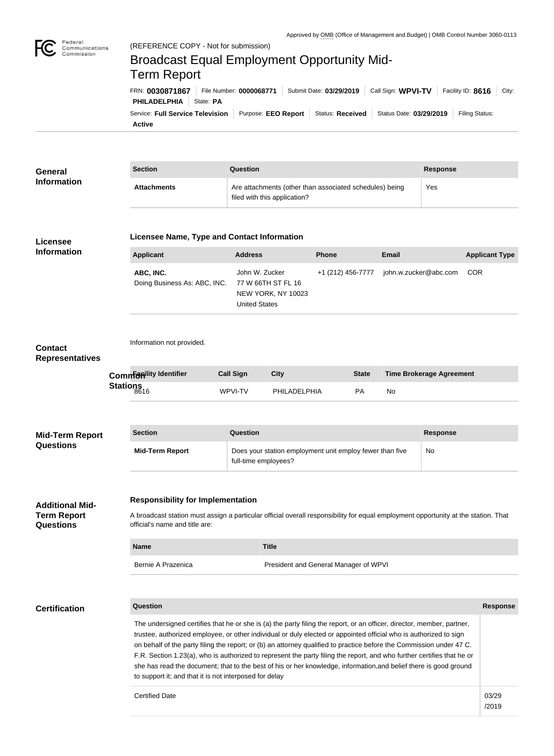Approved by OMB (Office of Management and Budget) | OMB Control Number 3060-0113

Federal Communications Commission

(REFERENCE COPY - Not for submission)

# Broadcast Equal Employment Opportunity Mid-Term Report

FRN: **0030871867** | File Number: **0000068771** | Submit Date: **03/29/2019** | Call Sign: **WPVI-TV** | Facility ID: **8616** | City: **PHILADELPHIA** | State: **PA**

Service: **Full Service Television** | Purpose: **EEO Report** | Status: **Received** | Status Date: **03/29/2019** | Filing Status: **Active**

## General Information

| Section | Question | Response |
| --- | --- | --- |
| Attachments | Are attachments (other than associated schedules) being filed with this application? | Yes |

## Licensee Information

### Licensee Name, Type and Contact Information

| Applicant | Address | Phone | Email | Applicant Type |
| --- | --- | --- | --- | --- |
| ABC, INC.<br>Doing Business As: ABC, INC. | John W. Zucker<br>77 W 66TH ST FL 16<br>NEW YORK, NY 10023<br>United States | +1 (212) 456-7777 | john.w.zucker@abc.com | COR |

## Contact Representatives

Information not provided.

## Common Stations

| Facility Identifier | Call Sign | City | State | Time Brokerage Agreement |
| --- | --- | --- | --- | --- |
| 8616 | WPVI-TV | PHILADELPHIA | PA | No |

## Mid-Term Report Questions

| Section | Question | Response |
| --- | --- | --- |
| Mid-Term Report | Does your station employment unit employ fewer than five full-time employees? | No |

## Additional Mid-Term Report Questions

### Responsibility for Implementation

A broadcast station must assign a particular official overall responsibility for equal employment opportunity at the station. That official's name and title are:

| Name | Title |
| --- | --- |
| Bernie A Prazenica | President and General Manager of WPVI |

## Certification

| Question | Response |
| --- | --- |
| The undersigned certifies that he or she is (a) the party filing the report, or an officer, director, member, partner, trustee, authorized employee, or other individual or duly elected or appointed official who is authorized to sign on behalf of the party filing the report; or (b) an attorney qualified to practice before the Commission under 47 C. F.R. Section 1.23(a), who is authorized to represent the party filing the report, and who further certifies that he or she has read the document; that to the best of his or her knowledge, information,and belief there is good ground to support it; and that it is not interposed for delay | |
| Certified Date | 03/29/2019 |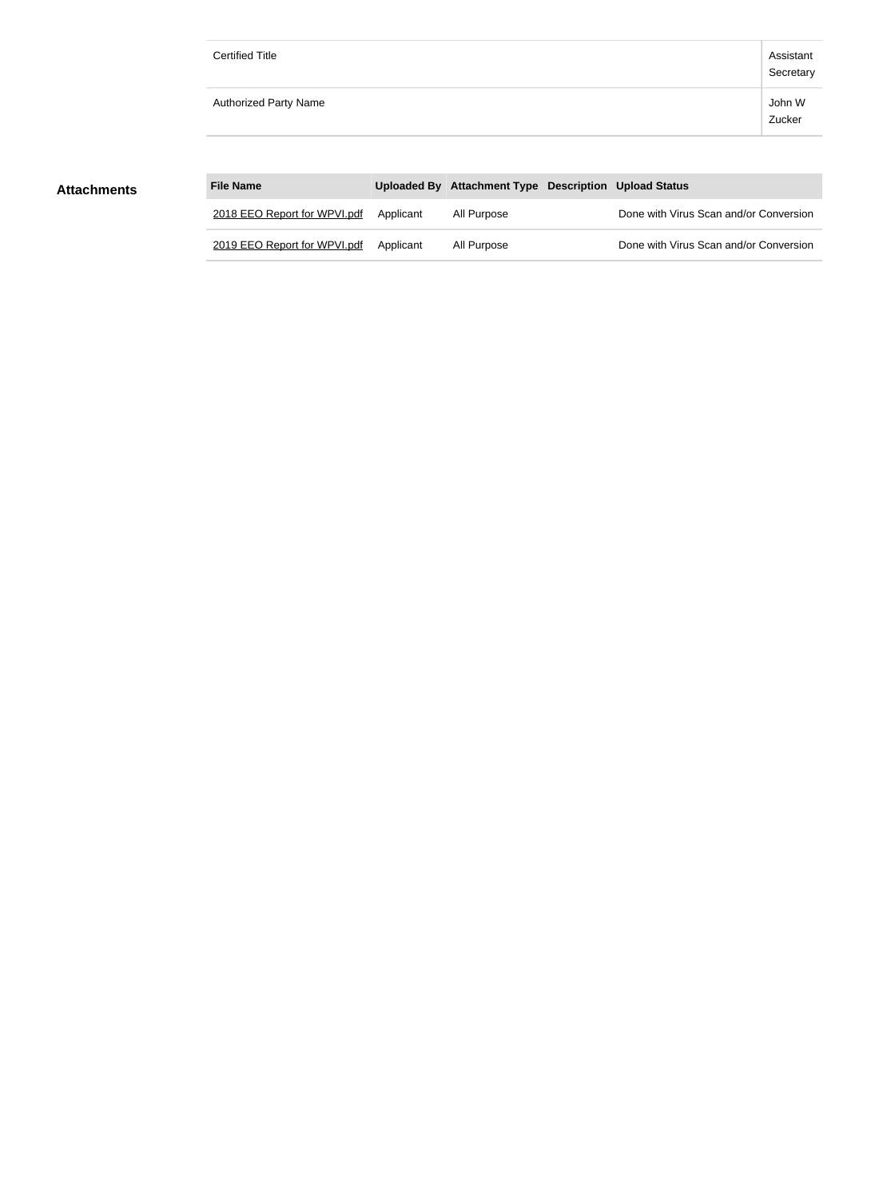| | |
|---|---|
| Certified Title | Assistant Secretary |
| Authorized Party Name | John W Zucker |

**Attachments**

| File Name | Uploaded By | Attachment Type | Description | Upload Status |
|---|---|---|---|---|
| 2018 EEO Report for WPVI.pdf | Applicant | All Purpose | | Done with Virus Scan and/or Conversion |
| 2019 EEO Report for WPVI.pdf | Applicant | All Purpose | | Done with Virus Scan and/or Conversion |